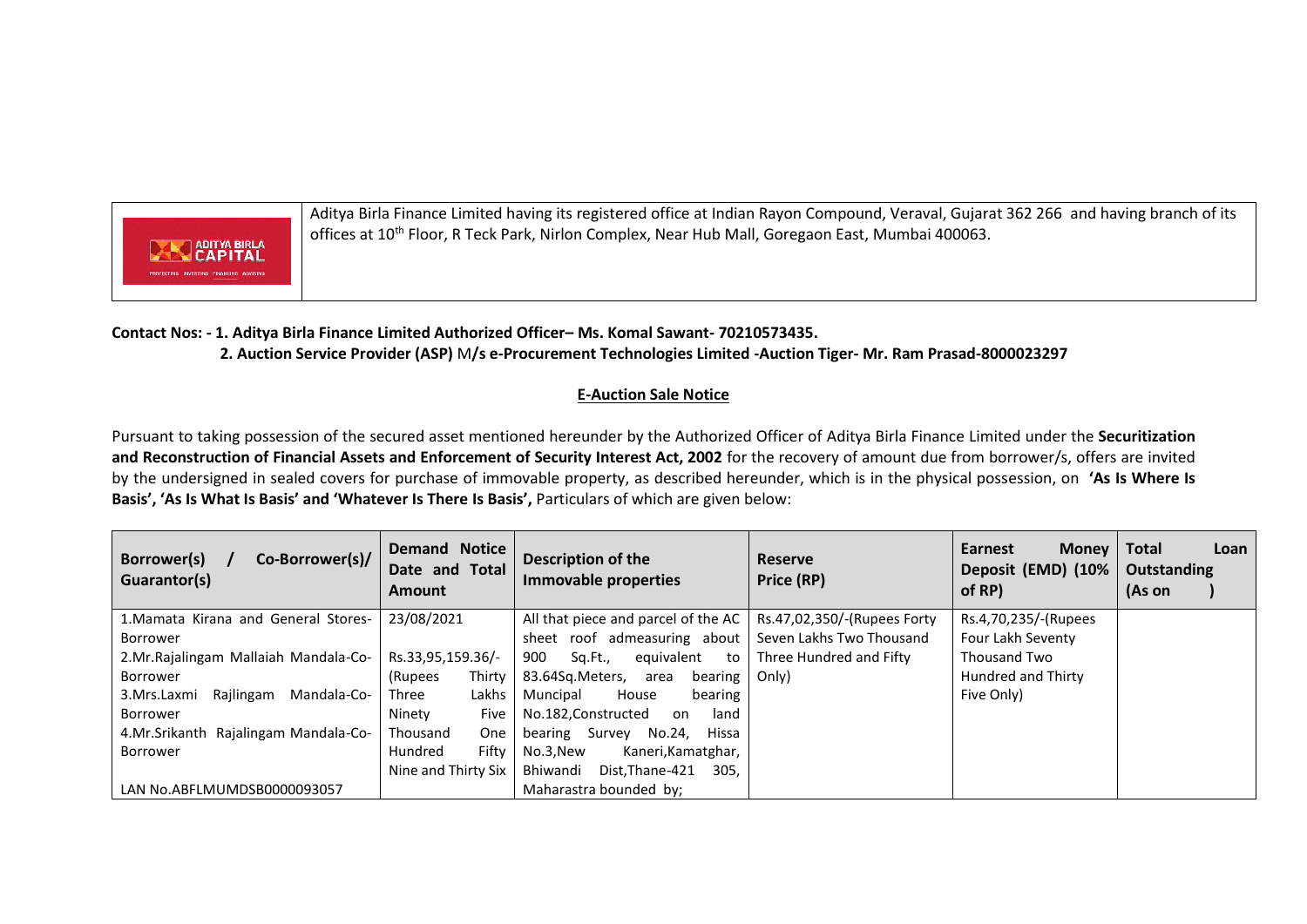Aditya Birla Finance Limited having its registered office at Indian Rayon Compound, Veraval, Gujarat 362 266 and having branch of its offices at 10th Floor, R Teck Park, Nirlon Complex, Near Hub Mall, Goregaon East, Mumbai 400063.

**Contact Nos: - 1. Aditya Birla Finance Limited Authorized Officer– Ms. Komal Sawant- 70210573435.**
**2. Auction Service Provider (ASP)** M**/s e-Procurement Technologies Limited -Auction Tiger- Mr. Ram Prasad-8000023297**

## E-Auction Sale Notice

Pursuant to taking possession of the secured asset mentioned hereunder by the Authorized Officer of Aditya Birla Finance Limited under the **Securitization and Reconstruction of Financial Assets and Enforcement of Security Interest Act, 2002** for the recovery of amount due from borrower/s, offers are invited by the undersigned in sealed covers for purchase of immovable property, as described hereunder, which is in the physical possession, on **'As Is Where Is Basis', 'As Is What Is Basis' and 'Whatever Is There Is Basis',** Particulars of which are given below:

| Borrower(s) / Co-Borrower(s)/ Guarantor(s) | Demand Notice Date and Total Amount | Description of the Immovable properties | Reserve Price (RP) | Earnest Money Deposit (EMD) (10% of RP) | Total Loan Outstanding (As on ) |
|---|---|---|---|---|---|
| 1.Mamata Kirana and General Stores-Borrower<br>2.Mr.Rajalingam Mallaiah Mandala-Co-Borrower<br>3.Mrs.Laxmi Rajlingam Mandala-Co-Borrower<br>4.Mr.Srikanth Rajalingam Mandala-Co-Borrower<br><br>LAN No.ABFLMUMDSB0000093057 | 23/08/2021<br><br>Rs.33,95,159.36/- (Rupees Thirty Three Lakhs Ninety Five Thousand One Hundred Fifty Nine and Thirty Six | All that piece and parcel of the AC sheet roof admeasuring about 900 Sq.Ft., equivalent to 83.64Sq.Meters, area bearing Muncipal House bearing No.182,Constructed on land bearing Survey No.24, Hissa No.3,New Kaneri,Kamatghar, Bhiwandi Dist,Thane-421 305, Maharastra bounded by; | Rs.47,02,350/-(Rupees Forty Seven Lakhs Two Thousand Three Hundred and Fifty Only) | Rs.4,70,235/-(Rupees Four Lakh Seventy Thousand Two Hundred and Thirty Five Only) | |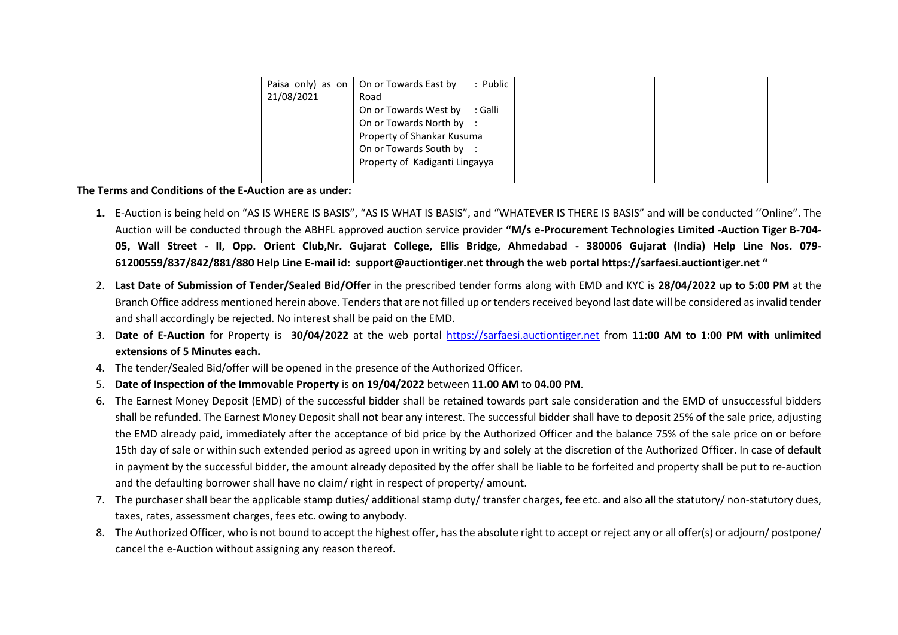|  | Paisa only) as on 21/08/2021 | On or Towards East by : Public Road<br>On or Towards West by : Galli<br>On or Towards North by : Property of Shankar Kusuma<br>On or Towards South by : Property of Kadiganti Lingayya |  |  |  |
|---|---|---|---|---|---|

**The Terms and Conditions of the E-Auction are as under:**

1. E-Auction is being held on "AS IS WHERE IS BASIS", "AS IS WHAT IS BASIS", and "WHATEVER IS THERE IS BASIS" and will be conducted ''Online". The Auction will be conducted through the ABHFL approved auction service provider **"M/s e-Procurement Technologies Limited -Auction Tiger B-704-05, Wall Street - II, Opp. Orient Club,Nr. Gujarat College, Ellis Bridge, Ahmedabad - 380006 Gujarat (India) Help Line Nos. 079-61200559/837/842/881/880 Help Line E-mail id: support@auctiontiger.net through the web portal https://sarfaesi.auctiontiger.net "**
2. **Last Date of Submission of Tender/Sealed Bid/Offer** in the prescribed tender forms along with EMD and KYC is **28/04/2022 up to 5:00 PM** at the Branch Office address mentioned herein above. Tenders that are not filled up or tenders received beyond last date will be considered as invalid tender and shall accordingly be rejected. No interest shall be paid on the EMD.
3. **Date of E-Auction** for Property is **30/04/2022** at the web portal https://sarfaesi.auctiontiger.net from **11:00 AM to 1:00 PM with unlimited extensions of 5 Minutes each.**
4. The tender/Sealed Bid/offer will be opened in the presence of the Authorized Officer.
5. **Date of Inspection of the Immovable Property** is **on 19/04/2022** between **11.00 AM** to **04.00 PM**.
6. The Earnest Money Deposit (EMD) of the successful bidder shall be retained towards part sale consideration and the EMD of unsuccessful bidders shall be refunded. The Earnest Money Deposit shall not bear any interest. The successful bidder shall have to deposit 25% of the sale price, adjusting the EMD already paid, immediately after the acceptance of bid price by the Authorized Officer and the balance 75% of the sale price on or before 15th day of sale or within such extended period as agreed upon in writing by and solely at the discretion of the Authorized Officer. In case of default in payment by the successful bidder, the amount already deposited by the offer shall be liable to be forfeited and property shall be put to re-auction and the defaulting borrower shall have no claim/ right in respect of property/ amount.
7. The purchaser shall bear the applicable stamp duties/ additional stamp duty/ transfer charges, fee etc. and also all the statutory/ non-statutory dues, taxes, rates, assessment charges, fees etc. owing to anybody.
8. The Authorized Officer, who is not bound to accept the highest offer, has the absolute right to accept or reject any or all offer(s) or adjourn/ postpone/ cancel the e-Auction without assigning any reason thereof.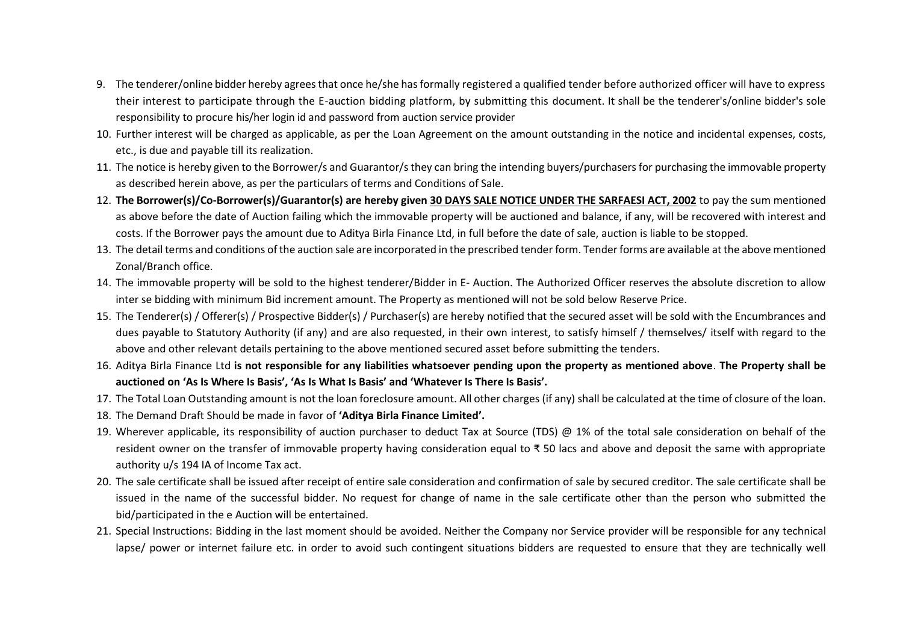9. The tenderer/online bidder hereby agrees that once he/she has formally registered a qualified tender before authorized officer will have to express their interest to participate through the E-auction bidding platform, by submitting this document. It shall be the tenderer's/online bidder's sole responsibility to procure his/her login id and password from auction service provider
10. Further interest will be charged as applicable, as per the Loan Agreement on the amount outstanding in the notice and incidental expenses, costs, etc., is due and payable till its realization.
11. The notice is hereby given to the Borrower/s and Guarantor/s they can bring the intending buyers/purchasers for purchasing the immovable property as described herein above, as per the particulars of terms and Conditions of Sale.
12. **The Borrower(s)/Co-Borrower(s)/Guarantor(s) are hereby given <u>30 DAYS SALE NOTICE UNDER THE SARFAESI ACT, 2002</u>** to pay the sum mentioned as above before the date of Auction failing which the immovable property will be auctioned and balance, if any, will be recovered with interest and costs. If the Borrower pays the amount due to Aditya Birla Finance Ltd, in full before the date of sale, auction is liable to be stopped.
13. The detail terms and conditions of the auction sale are incorporated in the prescribed tender form. Tender forms are available at the above mentioned Zonal/Branch office.
14. The immovable property will be sold to the highest tenderer/Bidder in E- Auction. The Authorized Officer reserves the absolute discretion to allow inter se bidding with minimum Bid increment amount. The Property as mentioned will not be sold below Reserve Price.
15. The Tenderer(s) / Offerer(s) / Prospective Bidder(s) / Purchaser(s) are hereby notified that the secured asset will be sold with the Encumbrances and dues payable to Statutory Authority (if any) and are also requested, in their own interest, to satisfy himself / themselves/ itself with regard to the above and other relevant details pertaining to the above mentioned secured asset before submitting the tenders.
16. Aditya Birla Finance Ltd **is not responsible for any liabilities whatsoever pending upon the property as mentioned above**. **The Property shall be auctioned on 'As Is Where Is Basis', 'As Is What Is Basis' and 'Whatever Is There Is Basis'.**
17. The Total Loan Outstanding amount is not the loan foreclosure amount. All other charges (if any) shall be calculated at the time of closure of the loan.
18. The Demand Draft Should be made in favor of **'Aditya Birla Finance Limited'.**
19. Wherever applicable, its responsibility of auction purchaser to deduct Tax at Source (TDS) @ 1% of the total sale consideration on behalf of the resident owner on the transfer of immovable property having consideration equal to ₹ 50 lacs and above and deposit the same with appropriate authority u/s 194 IA of Income Tax act.
20. The sale certificate shall be issued after receipt of entire sale consideration and confirmation of sale by secured creditor. The sale certificate shall be issued in the name of the successful bidder. No request for change of name in the sale certificate other than the person who submitted the bid/participated in the e Auction will be entertained.
21. Special Instructions: Bidding in the last moment should be avoided. Neither the Company nor Service provider will be responsible for any technical lapse/ power or internet failure etc. in order to avoid such contingent situations bidders are requested to ensure that they are technically well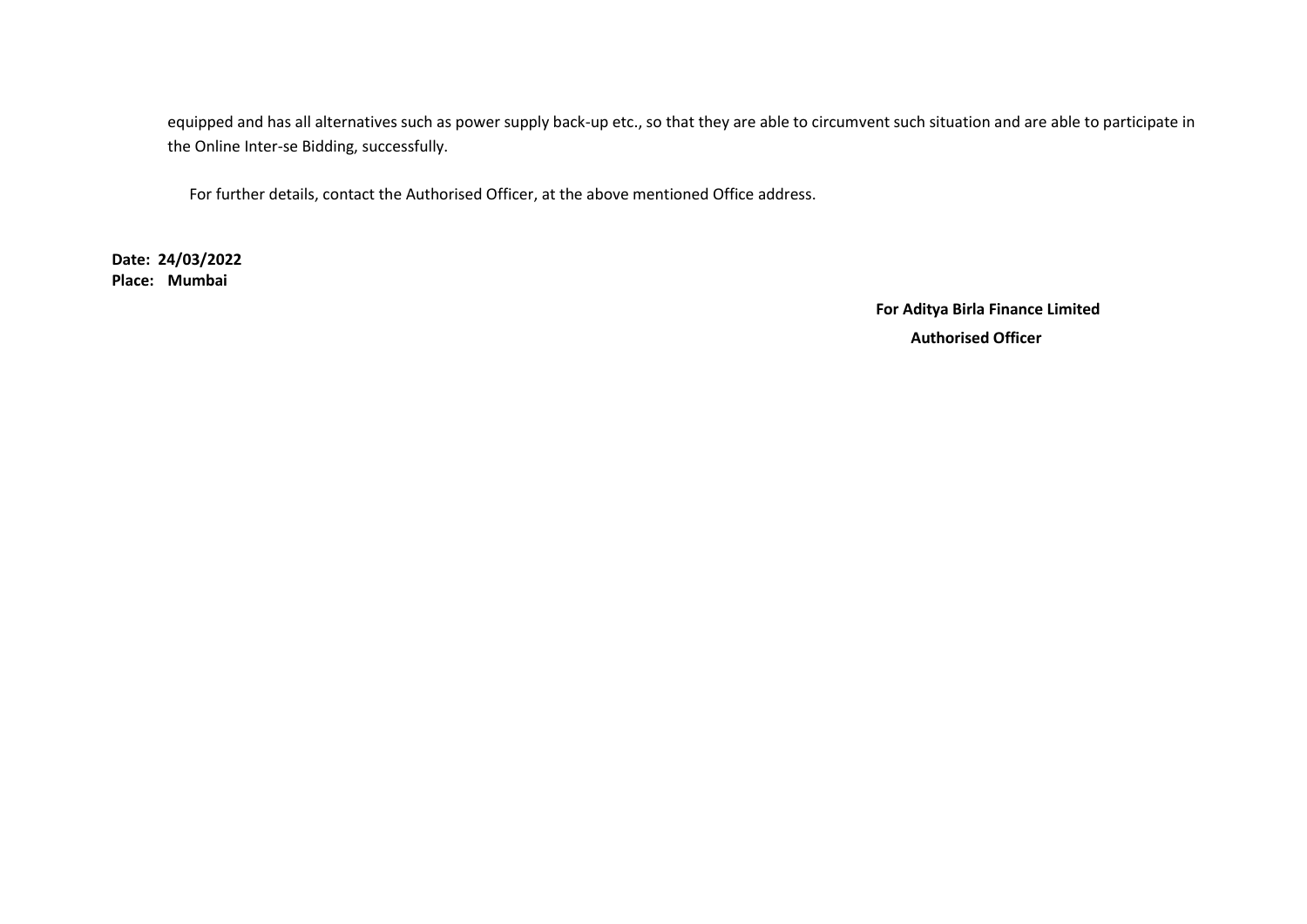equipped and has all alternatives such as power supply back-up etc., so that they are able to circumvent such situation and are able to participate in the Online Inter-se Bidding, successfully.

For further details, contact the Authorised Officer, at the above mentioned Office address.

**Date: 24/03/2022**
**Place: Mumbai**

**For Aditya Birla Finance Limited**
**Authorised Officer**